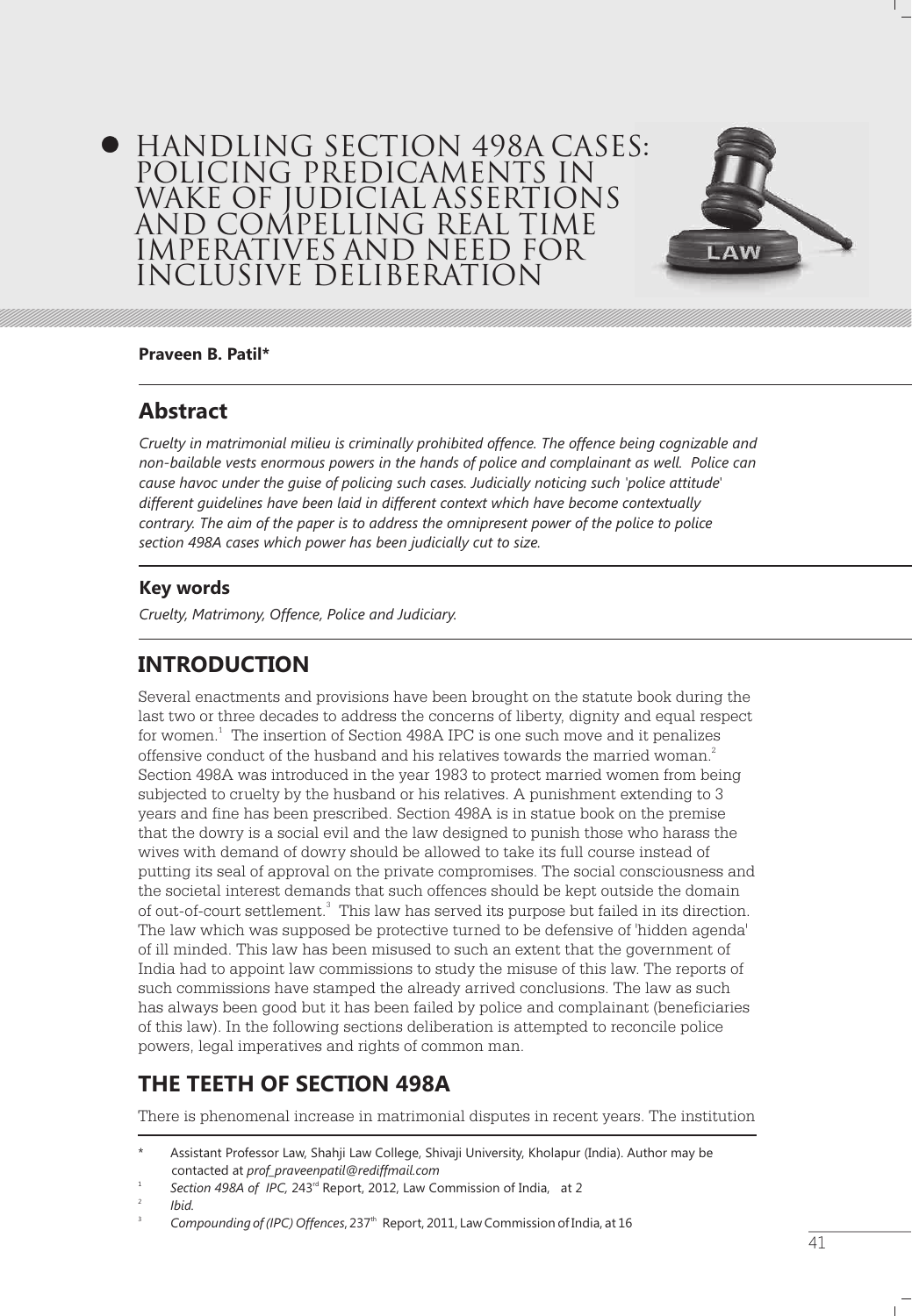# HANDLING SECTION 498A CASES: POLICING PREDICAMENTS IN WAKE OF JUDICIAL ASSERTIONS AND COMPELLING REAL TIME IMPERATIVES AND NEED FOR INCLUSIVE DELIBERATION

**Praveen B. Patil***

## Abstract

*Cruelty in matrimonial milieu is criminally prohibited offence. The offence being cognizable and non-bailable vests enormous powers in the hands of police and complainant as well. Police can cause havoc under the guise of policing such cases. Judicially noticing such 'police attitude' different guidelines have been laid in different context which have become contextually contrary. The aim of the paper is to address the omnipresent power of the police to police section 498A cases which power has been judicially cut to size.*

### Key words

*Cruelty, Matrimony, Offence, Police and Judiciary.*

## INTRODUCTION

Several enactments and provisions have been brought on the statute book during the last two or three decades to address the concerns of liberty, dignity and equal respect for women.[1] The insertion of Section 498A IPC is one such move and it penalizes offensive conduct of the husband and his relatives towards the married woman.[2] Section 498A was introduced in the year 1983 to protect married women from being subjected to cruelty by the husband or his relatives. A punishment extending to 3 years and fine has been prescribed. Section 498A is in statue book on the premise that the dowry is a social evil and the law designed to punish those who harass the wives with demand of dowry should be allowed to take its full course instead of putting its seal of approval on the private compromises. The social consciousness and the societal interest demands that such offences should be kept outside the domain of out-of-court settlement.[3] This law has served its purpose but failed in its direction. The law which was supposed be protective turned to be defensive of 'hidden agenda' of ill minded. This law has been misused to such an extent that the government of India had to appoint law commissions to study the misuse of this law. The reports of such commissions have stamped the already arrived conclusions. The law as such has always been good but it has been failed by police and complainant (beneficiaries of this law). In the following sections deliberation is attempted to reconcile police powers, legal imperatives and rights of common man.

## THE TEETH OF SECTION 498A

There is phenomenal increase in matrimonial disputes in recent years. The institution

---

\* Assistant Professor Law, Shahji Law College, Shivaji University, Kholapur (India). Author may be contacted at *prof_praveenpatil@rediffmail.com*

[1] *Section 498A of IPC,* 243rd Report, 2012, Law Commission of India, at 2

[2] *Ibid.*

[3] *Compounding of (IPC) Offences*, 237th Report, 2011, Law Commission of India, at 16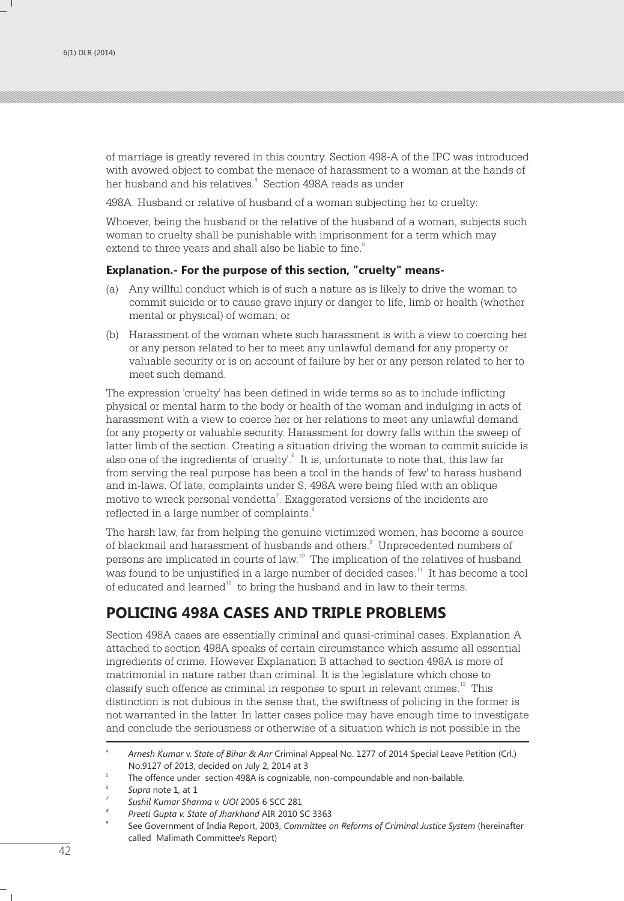of marriage is greatly revered in this country. Section 498-A of the IPC was introduced with avowed object to combat the menace of harassment to a woman at the hands of her husband and his relatives.[4] Section 498A reads as under

498A. Husband or relative of husband of a woman subjecting her to cruelty:

Whoever, being the husband or the relative of the husband of a woman, subjects such woman to cruelty shall be punishable with imprisonment for a term which may extend to three years and shall also be liable to fine.[5]

**Explanation.- For the purpose of this section, "cruelty" means-**

(a) Any willful conduct which is of such a nature as is likely to drive the woman to commit suicide or to cause grave injury or danger to life, limb or health (whether mental or physical) of woman; or

(b) Harassment of the woman where such harassment is with a view to coercing her or any person related to her to meet any unlawful demand for any property or valuable security or is on account of failure by her or any person related to her to meet such demand.

The expression 'cruelty' has been defined in wide terms so as to include inflicting physical or mental harm to the body or health of the woman and indulging in acts of harassment with a view to coerce her or her relations to meet any unlawful demand for any property or valuable security. Harassment for dowry falls within the sweep of latter limb of the section. Creating a situation driving the woman to commit suicide is also one of the ingredients of 'cruelty'.[6] It is, unfortunate to note that, this law far from serving the real purpose has been a tool in the hands of 'few' to harass husband and in-laws. Of late, complaints under S. 498A were being filed with an oblique motive to wreck personal vendetta[7]. Exaggerated versions of the incidents are reflected in a large number of complaints.[8]

The harsh law, far from helping the genuine victimized women, has become a source of blackmail and harassment of husbands and others.[9] Unprecedented numbers of persons are implicated in courts of law.[10] The implication of the relatives of husband was found to be unjustified in a large number of decided cases.[11] It has become a tool of educated and learned[12] to bring the husband and in law to their terms.

## POLICING 498A CASES AND TRIPLE PROBLEMS

Section 498A cases are essentially criminal and quasi-criminal cases. Explanation A attached to section 498A speaks of certain circumstance which assume all essential ingredients of crime. However Explanation B attached to section 498A is more of matrimonial in nature rather than criminal. It is the legislature which chose to classify such offence as criminal in response to spurt in relevant crimes.[13] This distinction is not dubious in the sense that, the swiftness of policing in the former is not warranted in the latter. In latter cases police may have enough time to investigate and conclude the seriousness or otherwise of a situation which is not possible in the

---

[4] *Arnesh Kumar* v. *State of Bihar & Anr* Criminal Appeal No. 1277 of 2014 Special Leave Petition (Crl.) No.9127 of 2013, decided on July 2, 2014 at 3

[5] The offence under section 498A is cognizable, non-compoundable and non-bailable.

[6] *Supra* note 1, at 1

[7] *Sushil Kumar Sharma v. UOI* 2005 6 SCC 281

[8] *Preeti Gupta v. State of Jharkhand* AIR 2010 SC 3363

[9] See Government of India Report, 2003, *Committee on Reforms of Criminal Justice System* (hereinafter called Malimath Committee's Report)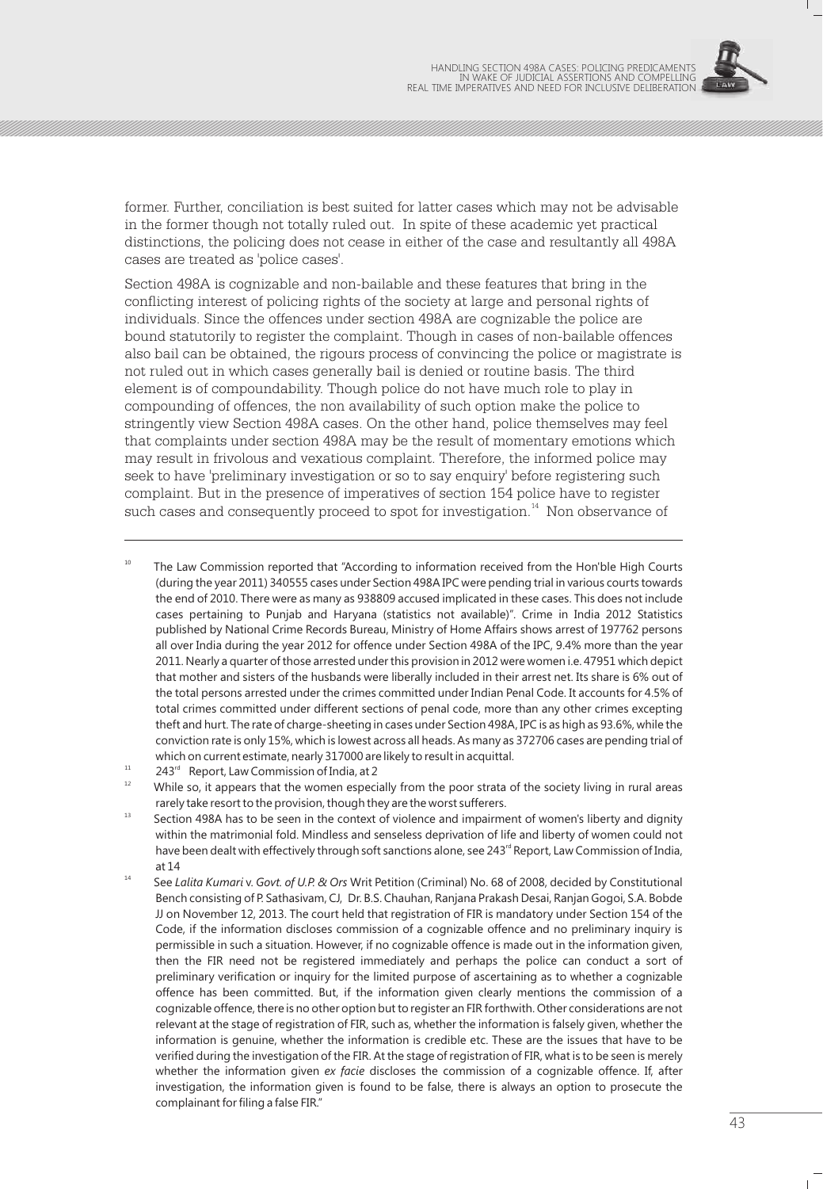former. Further, conciliation is best suited for latter cases which may not be advisable in the former though not totally ruled out. In spite of these academic yet practical distinctions, the policing does not cease in either of the case and resultantly all 498A cases are treated as 'police cases'.

Section 498A is cognizable and non-bailable and these features that bring in the conflicting interest of policing rights of the society at large and personal rights of individuals. Since the offences under section 498A are cognizable the police are bound statutorily to register the complaint. Though in cases of non-bailable offences also bail can be obtained, the rigours process of convincing the police or magistrate is not ruled out in which cases generally bail is denied or routine basis. The third element is of compoundability. Though police do not have much role to play in compounding of offences, the non availability of such option make the police to stringently view Section 498A cases. On the other hand, police themselves may feel that complaints under section 498A may be the result of momentary emotions which may result in frivolous and vexatious complaint. Therefore, the informed police may seek to have 'preliminary investigation or so to say enquiry' before registering such complaint. But in the presence of imperatives of section 154 police have to register such cases and consequently proceed to spot for investigation.[14] Non observance of

---

[10] The Law Commission reported that "According to information received from the Hon'ble High Courts (during the year 2011) 340555 cases under Section 498A IPC were pending trial in various courts towards the end of 2010. There were as many as 938809 accused implicated in these cases. This does not include cases pertaining to Punjab and Haryana (statistics not available)". Crime in India 2012 Statistics published by National Crime Records Bureau, Ministry of Home Affairs shows arrest of 197762 persons all over India during the year 2012 for offence under Section 498A of the IPC, 9.4% more than the year 2011. Nearly a quarter of those arrested under this provision in 2012 were women i.e. 47951 which depict that mother and sisters of the husbands were liberally included in their arrest net. Its share is 6% out of the total persons arrested under the crimes committed under Indian Penal Code. It accounts for 4.5% of total crimes committed under different sections of penal code, more than any other crimes excepting theft and hurt. The rate of charge-sheeting in cases under Section 498A, IPC is as high as 93.6%, while the conviction rate is only 15%, which is lowest across all heads. As many as 372706 cases are pending trial of which on current estimate, nearly 317000 are likely to result in acquittal.

[11] 243rd Report, Law Commission of India, at 2

[12] While so, it appears that the women especially from the poor strata of the society living in rural areas rarely take resort to the provision, though they are the worst sufferers.

[13] Section 498A has to be seen in the context of violence and impairment of women's liberty and dignity within the matrimonial fold. Mindless and senseless deprivation of life and liberty of women could not have been dealt with effectively through soft sanctions alone, see 243rd Report, Law Commission of India, at 14

[14] See *Lalita Kumari* v. *Govt. of U.P. & Ors* Writ Petition (Criminal) No. 68 of 2008, decided by Constitutional Bench consisting of P. Sathasivam, CJ, Dr. B.S. Chauhan, Ranjana Prakash Desai, Ranjan Gogoi, S.A. Bobde JJ on November 12, 2013. The court held that registration of FIR is mandatory under Section 154 of the Code, if the information discloses commission of a cognizable offence and no preliminary inquiry is permissible in such a situation. However, if no cognizable offence is made out in the information given, then the FIR need not be registered immediately and perhaps the police can conduct a sort of preliminary verification or inquiry for the limited purpose of ascertaining as to whether a cognizable offence has been committed. But, if the information given clearly mentions the commission of a cognizable offence, there is no other option but to register an FIR forthwith. Other considerations are not relevant at the stage of registration of FIR, such as, whether the information is falsely given, whether the information is genuine, whether the information is credible etc. These are the issues that have to be verified during the investigation of the FIR. At the stage of registration of FIR, what is to be seen is merely whether the information given *ex facie* discloses the commission of a cognizable offence. If, after investigation, the information given is found to be false, there is always an option to prosecute the complainant for filing a false FIR."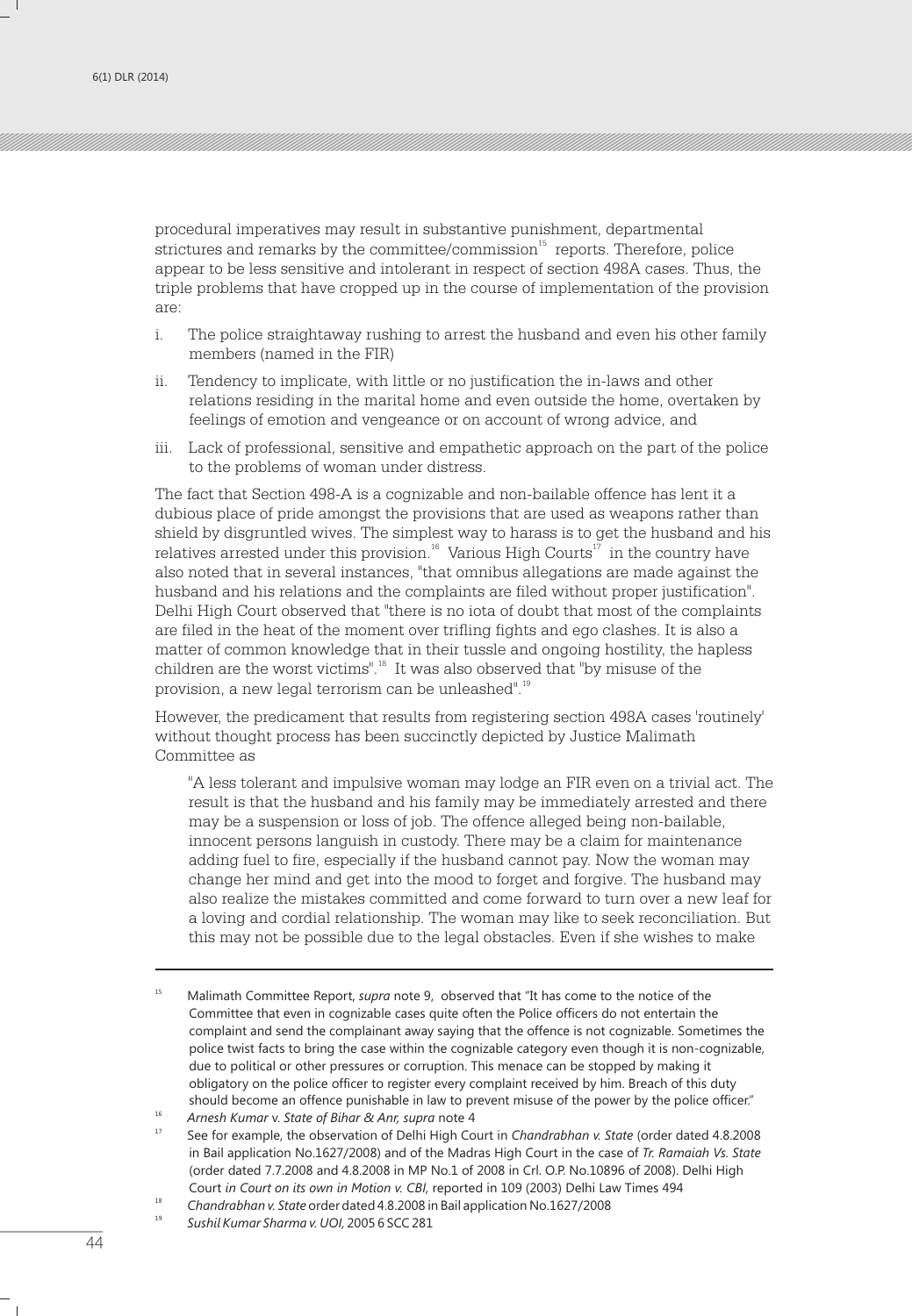procedural imperatives may result in substantive punishment, departmental strictures and remarks by the committee/commission[15] reports. Therefore, police appear to be less sensitive and intolerant in respect of section 498A cases. Thus, the triple problems that have cropped up in the course of implementation of the provision are:

i. The police straightaway rushing to arrest the husband and even his other family members (named in the FIR)

ii. Tendency to implicate, with little or no justification the in-laws and other relations residing in the marital home and even outside the home, overtaken by feelings of emotion and vengeance or on account of wrong advice, and

iii. Lack of professional, sensitive and empathetic approach on the part of the police to the problems of woman under distress.

The fact that Section 498-A is a cognizable and non-bailable offence has lent it a dubious place of pride amongst the provisions that are used as weapons rather than shield by disgruntled wives. The simplest way to harass is to get the husband and his relatives arrested under this provision.[16] Various High Courts[17] in the country have also noted that in several instances, "that omnibus allegations are made against the husband and his relations and the complaints are filed without proper justification". Delhi High Court observed that "there is no iota of doubt that most of the complaints are filed in the heat of the moment over trifling fights and ego clashes. It is also a matter of common knowledge that in their tussle and ongoing hostility, the hapless children are the worst victims".[18] It was also observed that "by misuse of the provision, a new legal terrorism can be unleashed".[19]

However, the predicament that results from registering section 498A cases 'routinely' without thought process has been succinctly depicted by Justice Malimath Committee as

> "A less tolerant and impulsive woman may lodge an FIR even on a trivial act. The result is that the husband and his family may be immediately arrested and there may be a suspension or loss of job. The offence alleged being non-bailable, innocent persons languish in custody. There may be a claim for maintenance adding fuel to fire, especially if the husband cannot pay. Now the woman may change her mind and get into the mood to forget and forgive. The husband may also realize the mistakes committed and come forward to turn over a new leaf for a loving and cordial relationship. The woman may like to seek reconciliation. But this may not be possible due to the legal obstacles. Even if she wishes to make

---

[15] Malimath Committee Report, *supra* note 9, observed that "It has come to the notice of the Committee that even in cognizable cases quite often the Police officers do not entertain the complaint and send the complainant away saying that the offence is not cognizable. Sometimes the police twist facts to bring the case within the cognizable category even though it is non-cognizable, due to political or other pressures or corruption. This menace can be stopped by making it obligatory on the police officer to register every complaint received by him. Breach of this duty should become an offence punishable in law to prevent misuse of the power by the police officer."

[16] *Arnesh Kumar* v. *State of Bihar & Anr, supra* note 4

[17] See for example, the observation of Delhi High Court in *Chandrabhan v. State* (order dated 4.8.2008 in Bail application No.1627/2008) and of the Madras High Court in the case of *Tr. Ramaiah Vs. State* (order dated 7.7.2008 and 4.8.2008 in MP No.1 of 2008 in Crl. O.P. No.10896 of 2008). Delhi High Court *in Court on its own in Motion v. CBI*, reported in 109 (2003) Delhi Law Times 494

[18] *Chandrabhan v. State* order dated 4.8.2008 in Bail application No.1627/2008

[19] *Sushil Kumar Sharma v. UOI*, 2005 6 SCC 281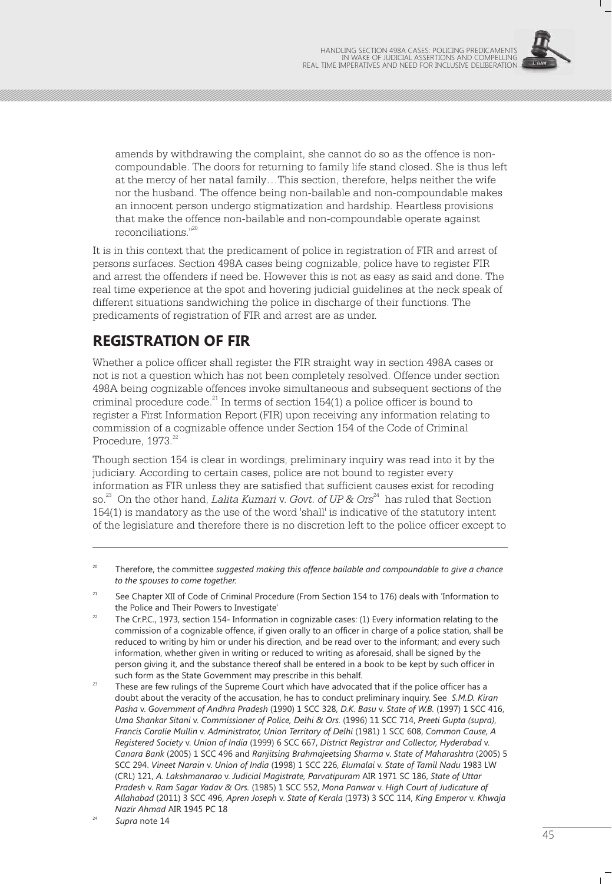amends by withdrawing the complaint, she cannot do so as the offence is non-compoundable. The doors for returning to family life stand closed. She is thus left at the mercy of her natal family…This section, therefore, helps neither the wife nor the husband. The offence being non-bailable and non-compoundable makes an innocent person undergo stigmatization and hardship. Heartless provisions that make the offence non-bailable and non-compoundable operate against reconciliations."[20]

It is in this context that the predicament of police in registration of FIR and arrest of persons surfaces. Section 498A cases being cognizable, police have to register FIR and arrest the offenders if need be. However this is not as easy as said and done. The real time experience at the spot and hovering judicial guidelines at the neck speak of different situations sandwiching the police in discharge of their functions. The predicaments of registration of FIR and arrest are as under.

## REGISTRATION OF FIR

Whether a police officer shall register the FIR straight way in section 498A cases or not is not a question which has not been completely resolved. Offence under section 498A being cognizable offences invoke simultaneous and subsequent sections of the criminal procedure code.[21] In terms of section 154(1) a police officer is bound to register a First Information Report (FIR) upon receiving any information relating to commission of a cognizable offence under Section 154 of the Code of Criminal Procedure, 1973.[22]

Though section 154 is clear in wordings, preliminary inquiry was read into it by the judiciary. According to certain cases, police are not bound to register every information as FIR unless they are satisfied that sufficient causes exist for recoding so.[23] On the other hand, *Lalita Kumari* v. *Govt. of UP & Ors*[24] has ruled that Section 154(1) is mandatory as the use of the word 'shall' is indicative of the statutory intent of the legislature and therefore there is no discretion left to the police officer except to

---

[20] Therefore, the committee *suggested making this offence bailable and compoundable to give a chance to the spouses to come together.*

[21] See Chapter XII of Code of Criminal Procedure (From Section 154 to 176) deals with 'Information to the Police and Their Powers to Investigate'

[22] The Cr.P.C., 1973, section 154- Information in cognizable cases: (1) Every information relating to the commission of a cognizable offence, if given orally to an officer in charge of a police station, shall be reduced to writing by him or under his direction, and be read over to the informant; and every such information, whether given in writing or reduced to writing as aforesaid, shall be signed by the person giving it, and the substance thereof shall be entered in a book to be kept by such officer in such form as the State Government may prescribe in this behalf.

[23] These are few rulings of the Supreme Court which have advocated that if the police officer has a doubt about the veracity of the accusation, he has to conduct preliminary inquiry. See *S.M.D. Kiran Pasha* v. *Government of Andhra Pradesh* (1990) 1 SCC 328, *D.K. Basu* v. *State of W.B.* (1997) 1 SCC 416, *Uma Shankar Sitani* v. *Commissioner of Police, Delhi & Ors.* (1996) 11 SCC 714, *Preeti Gupta (supra)*, *Francis Coralie Mullin* v. *Administrator, Union Territory of Delhi* (1981) 1 SCC 608, *Common Cause, A Registered Society* v. *Union of India* (1999) 6 SCC 667, *District Registrar and Collector, Hyderabad* v. *Canara Bank* (2005) 1 SCC 496 and *Ranjitsing Brahmajeetsing Sharma* v. *State of Maharashtra* (2005) 5 SCC 294. *Vineet Narain* v. *Union of India* (1998) 1 SCC 226, *Elumalai* v. *State of Tamil Nadu* 1983 LW (CRL) 121, *A. Lakshmanarao* v. *Judicial Magistrate, Parvatipuram* AIR 1971 SC 186, *State of Uttar Pradesh* v. *Ram Sagar Yadav & Ors.* (1985) 1 SCC 552, *Mona Panwar* v. *High Court of Judicature of Allahabad* (2011) 3 SCC 496, *Apren Joseph* v. *State of Kerala* (1973) 3 SCC 114, *King Emperor* v. *Khwaja Nazir Ahmad* AIR 1945 PC 18

[24] *Supra* note 14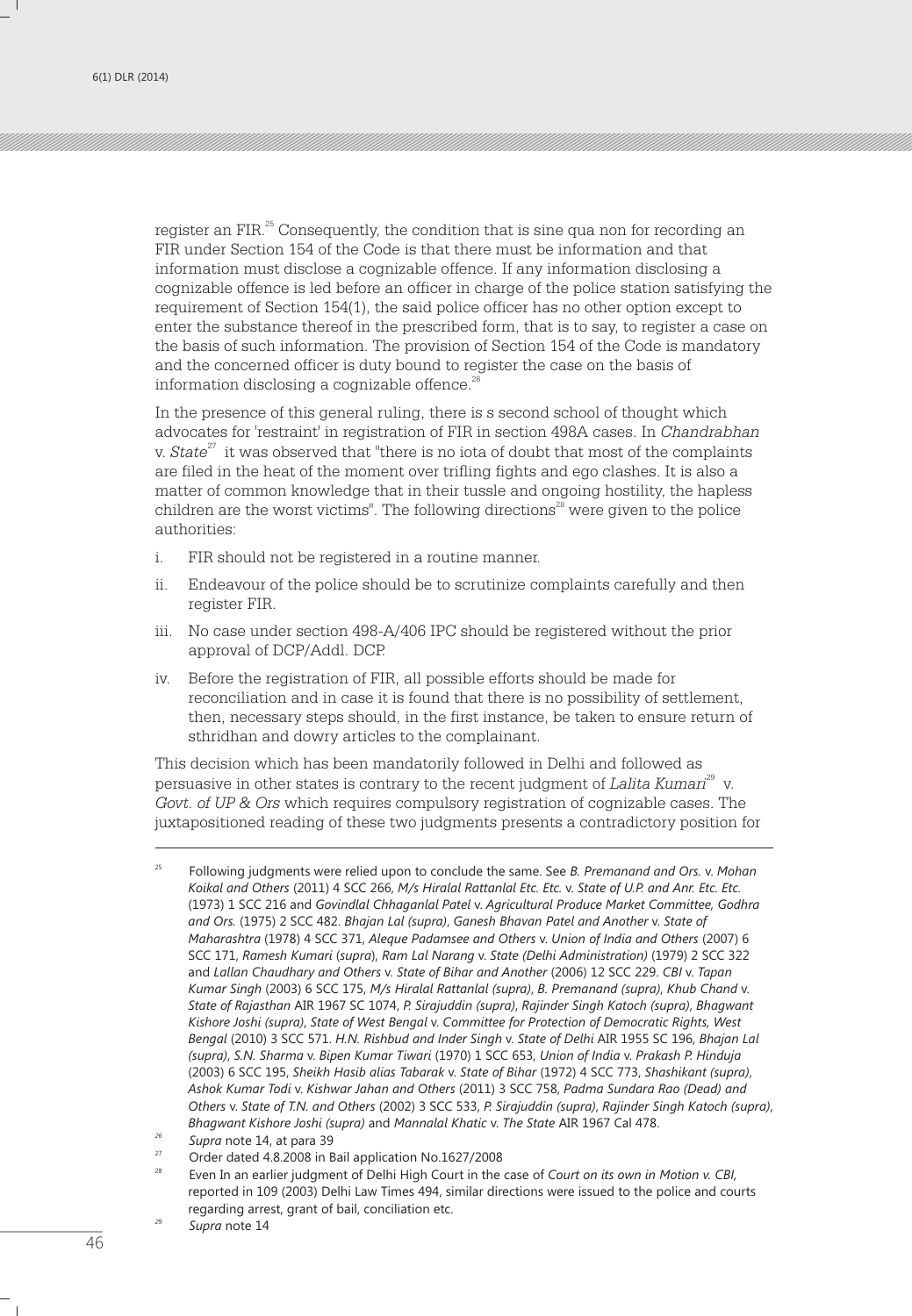register an FIR.[25] Consequently, the condition that is sine qua non for recording an FIR under Section 154 of the Code is that there must be information and that information must disclose a cognizable offence. If any information disclosing a cognizable offence is led before an officer in charge of the police station satisfying the requirement of Section 154(1), the said police officer has no other option except to enter the substance thereof in the prescribed form, that is to say, to register a case on the basis of such information. The provision of Section 154 of the Code is mandatory and the concerned officer is duty bound to register the case on the basis of information disclosing a cognizable offence.[26]

In the presence of this general ruling, there is s second school of thought which advocates for 'restraint' in registration of FIR in section 498A cases. In *Chandrabhan* v. *State*[27] it was observed that "there is no iota of doubt that most of the complaints are filed in the heat of the moment over trifling fights and ego clashes. It is also a matter of common knowledge that in their tussle and ongoing hostility, the hapless children are the worst victims". The following directions[28] were given to the police authorities:

i. FIR should not be registered in a routine manner.

ii. Endeavour of the police should be to scrutinize complaints carefully and then register FIR.

iii. No case under section 498-A/406 IPC should be registered without the prior approval of DCP/Addl. DCP.

iv. Before the registration of FIR, all possible efforts should be made for reconciliation and in case it is found that there is no possibility of settlement, then, necessary steps should, in the first instance, be taken to ensure return of sthridhan and dowry articles to the complainant.

This decision which has been mandatorily followed in Delhi and followed as persuasive in other states is contrary to the recent judgment of *Lalita Kumari*[29] v. *Govt. of UP & Ors* which requires compulsory registration of cognizable cases. The juxtapositioned reading of these two judgments presents a contradictory position for

---

[25] Following judgments were relied upon to conclude the same. See *B. Premanand and Ors.* v. *Mohan Koikal and Others* (2011) 4 SCC 266, *M/s Hiralal Rattanlal Etc. Etc.* v. *State of U.P. and Anr. Etc. Etc.* (1973) 1 SCC 216 and *Govindlal Chhaganlal Patel* v. *Agricultural Produce Market Committee, Godhra and Ors.* (1975) 2 SCC 482. *Bhajan Lal (supra)*, *Ganesh Bhavan Patel and Another* v. *State of Maharashtra* (1978) 4 SCC 371, *Aleque Padamsee and Others* v. *Union of India and Others* (2007) 6 SCC 171, *Ramesh Kumari* (*supra*), *Ram Lal Narang* v. *State (Delhi Administration)* (1979) 2 SCC 322 and *Lallan Chaudhary and Others* v. *State of Bihar and Another* (2006) 12 SCC 229. *CBI* v. *Tapan Kumar Singh* (2003) 6 SCC 175, *M/s Hiralal Rattanlal (supra)*, *B. Premanand (supra)*, *Khub Chand* v. *State of Rajasthan* AIR 1967 SC 1074, *P. Sirajuddin (supra)*, *Rajinder Singh Katoch (supra)*, *Bhagwant Kishore Joshi (supra)*, *State of West Bengal* v. *Committee for Protection of Democratic Rights, West Bengal* (2010) 3 SCC 571. *H.N. Rishbud and Inder Singh* v. *State of Delhi* AIR 1955 SC 196, *Bhajan Lal (supra)*, *S.N. Sharma* v. *Bipen Kumar Tiwari* (1970) 1 SCC 653, *Union of India* v. *Prakash P. Hinduja* (2003) 6 SCC 195, *Sheikh Hasib alias Tabarak* v. *State of Bihar* (1972) 4 SCC 773, *Shashikant (supra)*, *Ashok Kumar Todi* v. *Kishwar Jahan and Others* (2011) 3 SCC 758, *Padma Sundara Rao (Dead) and Others* v. *State of T.N. and Others* (2002) 3 SCC 533, *P. Sirajuddin (supra)*, *Rajinder Singh Katoch (supra)*, *Bhagwant Kishore Joshi (supra)* and *Mannalal Khatic* v. *The State* AIR 1967 Cal 478.

[26] *Supra* note 14, at para 39

[27] Order dated 4.8.2008 in Bail application No.1627/2008

[28] Even In an earlier judgment of Delhi High Court in the case of *Court on its own in Motion v. CBI*, reported in 109 (2003) Delhi Law Times 494, similar directions were issued to the police and courts regarding arrest, grant of bail, conciliation etc.

[29] *Supra* note 14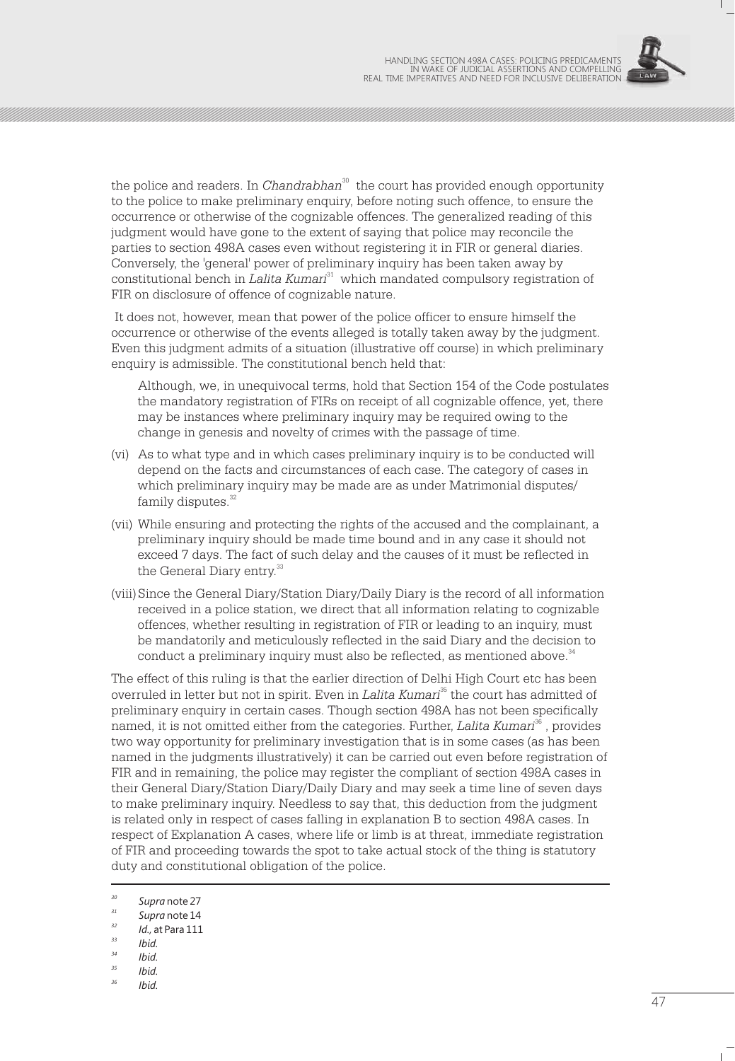the police and readers. In *Chandrabhan*[30] the court has provided enough opportunity to the police to make preliminary enquiry, before noting such offence, to ensure the occurrence or otherwise of the cognizable offences. The generalized reading of this judgment would have gone to the extent of saying that police may reconcile the parties to section 498A cases even without registering it in FIR or general diaries. Conversely, the 'general' power of preliminary inquiry has been taken away by constitutional bench in *Lalita Kumari*[31] which mandated compulsory registration of FIR on disclosure of offence of cognizable nature.

It does not, however, mean that power of the police officer to ensure himself the occurrence or otherwise of the events alleged is totally taken away by the judgment. Even this judgment admits of a situation (illustrative off course) in which preliminary enquiry is admissible. The constitutional bench held that:

> Although, we, in unequivocal terms, hold that Section 154 of the Code postulates the mandatory registration of FIRs on receipt of all cognizable offence, yet, there may be instances where preliminary inquiry may be required owing to the change in genesis and novelty of crimes with the passage of time.

(vi) As to what type and in which cases preliminary inquiry is to be conducted will depend on the facts and circumstances of each case. The category of cases in which preliminary inquiry may be made are as under Matrimonial disputes/ family disputes.[32]

(vii) While ensuring and protecting the rights of the accused and the complainant, a preliminary inquiry should be made time bound and in any case it should not exceed 7 days. The fact of such delay and the causes of it must be reflected in the General Diary entry.[33]

(viii) Since the General Diary/Station Diary/Daily Diary is the record of all information received in a police station, we direct that all information relating to cognizable offences, whether resulting in registration of FIR or leading to an inquiry, must be mandatorily and meticulously reflected in the said Diary and the decision to conduct a preliminary inquiry must also be reflected, as mentioned above.[34]

The effect of this ruling is that the earlier direction of Delhi High Court etc has been overruled in letter but not in spirit. Even in *Lalita Kumari*[35] the court has admitted of preliminary enquiry in certain cases. Though section 498A has not been specifically named, it is not omitted either from the categories. Further, *Lalita Kumari*[36], provides two way opportunity for preliminary investigation that is in some cases (as has been named in the judgments illustratively) it can be carried out even before registration of FIR and in remaining, the police may register the compliant of section 498A cases in their General Diary/Station Diary/Daily Diary and may seek a time line of seven days to make preliminary inquiry. Needless to say that, this deduction from the judgment is related only in respect of cases falling in explanation B to section 498A cases. In respect of Explanation A cases, where life or limb is at threat, immediate registration of FIR and proceeding towards the spot to take actual stock of the thing is statutory duty and constitutional obligation of the police.

---

[30] *Supra* note 27

[31] *Supra* note 14

[32] *Id.,* at Para 111

[33] *Ibid.*

[34] *Ibid.*

[35] *Ibid.*

[36] *Ibid.*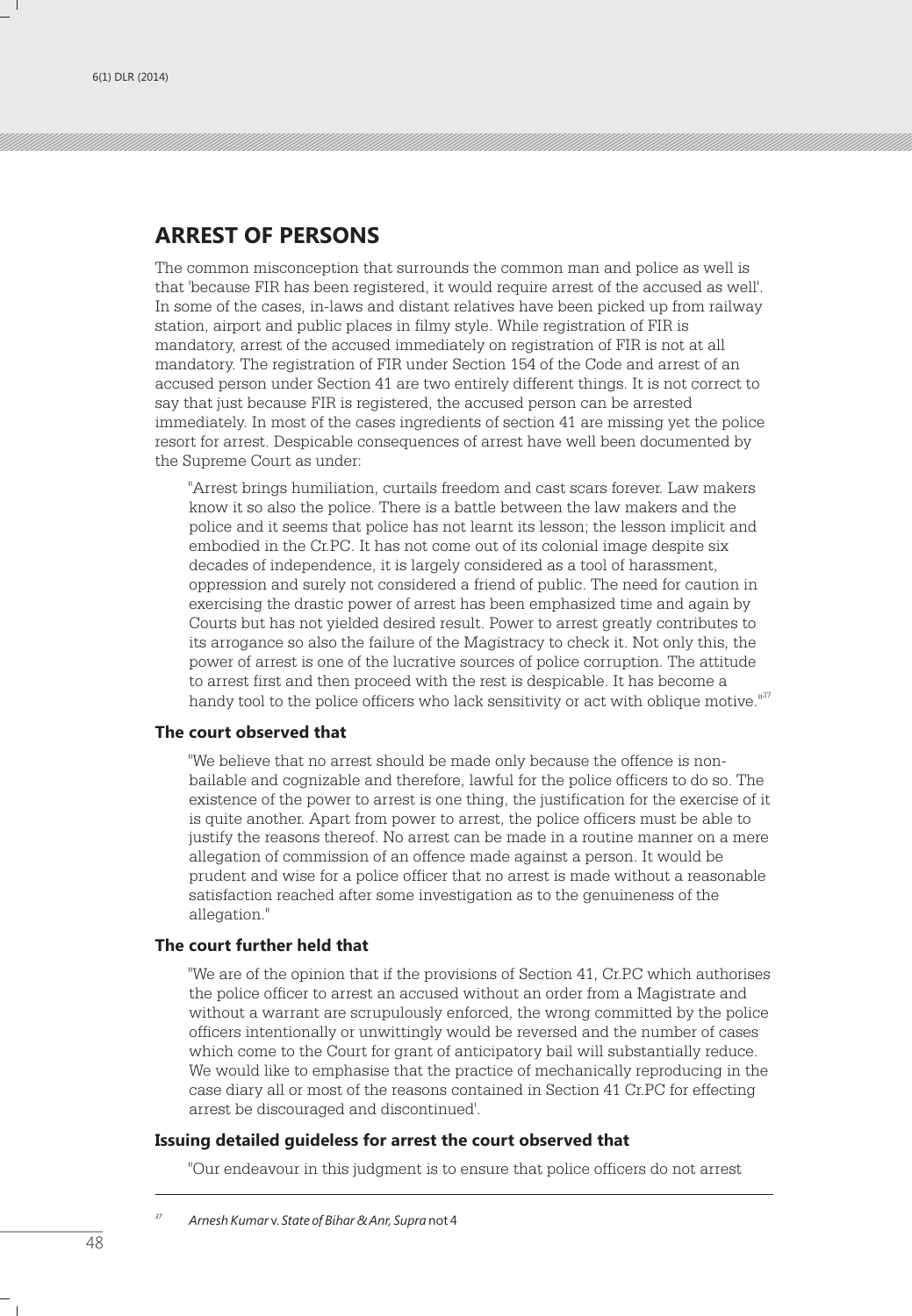## ARREST OF PERSONS

The common misconception that surrounds the common man and police as well is that 'because FIR has been registered, it would require arrest of the accused as well'. In some of the cases, in-laws and distant relatives have been picked up from railway station, airport and public places in filmy style. While registration of FIR is mandatory, arrest of the accused immediately on registration of FIR is not at all mandatory. The registration of FIR under Section 154 of the Code and arrest of an accused person under Section 41 are two entirely different things. It is not correct to say that just because FIR is registered, the accused person can be arrested immediately. In most of the cases ingredients of section 41 are missing yet the police resort for arrest. Despicable consequences of arrest have well been documented by the Supreme Court as under:

> "Arrest brings humiliation, curtails freedom and cast scars forever. Law makers know it so also the police. There is a battle between the law makers and the police and it seems that police has not learnt its lesson; the lesson implicit and embodied in the Cr.PC. It has not come out of its colonial image despite six decades of independence, it is largely considered as a tool of harassment, oppression and surely not considered a friend of public. The need for caution in exercising the drastic power of arrest has been emphasized time and again by Courts but has not yielded desired result. Power to arrest greatly contributes to its arrogance so also the failure of the Magistracy to check it. Not only this, the power of arrest is one of the lucrative sources of police corruption. The attitude to arrest first and then proceed with the rest is despicable. It has become a handy tool to the police officers who lack sensitivity or act with oblique motive."[37]

### The court observed that

> "We believe that no arrest should be made only because the offence is non-bailable and cognizable and therefore, lawful for the police officers to do so. The existence of the power to arrest is one thing, the justification for the exercise of it is quite another. Apart from power to arrest, the police officers must be able to justify the reasons thereof. No arrest can be made in a routine manner on a mere allegation of commission of an offence made against a person. It would be prudent and wise for a police officer that no arrest is made without a reasonable satisfaction reached after some investigation as to the genuineness of the allegation."

### The court further held that

> "We are of the opinion that if the provisions of Section 41, Cr.P.C which authorises the police officer to arrest an accused without an order from a Magistrate and without a warrant are scrupulously enforced, the wrong committed by the police officers intentionally or unwittingly would be reversed and the number of cases which come to the Court for grant of anticipatory bail will substantially reduce. We would like to emphasise that the practice of mechanically reproducing in the case diary all or most of the reasons contained in Section 41 Cr.PC for effecting arrest be discouraged and discontinued'.

### Issuing detailed guideless for arrest the court observed that

> "Our endeavour in this judgment is to ensure that police officers do not arrest

---

[37] *Arnesh Kumar* v. *State of Bihar & Anr, Supra* not 4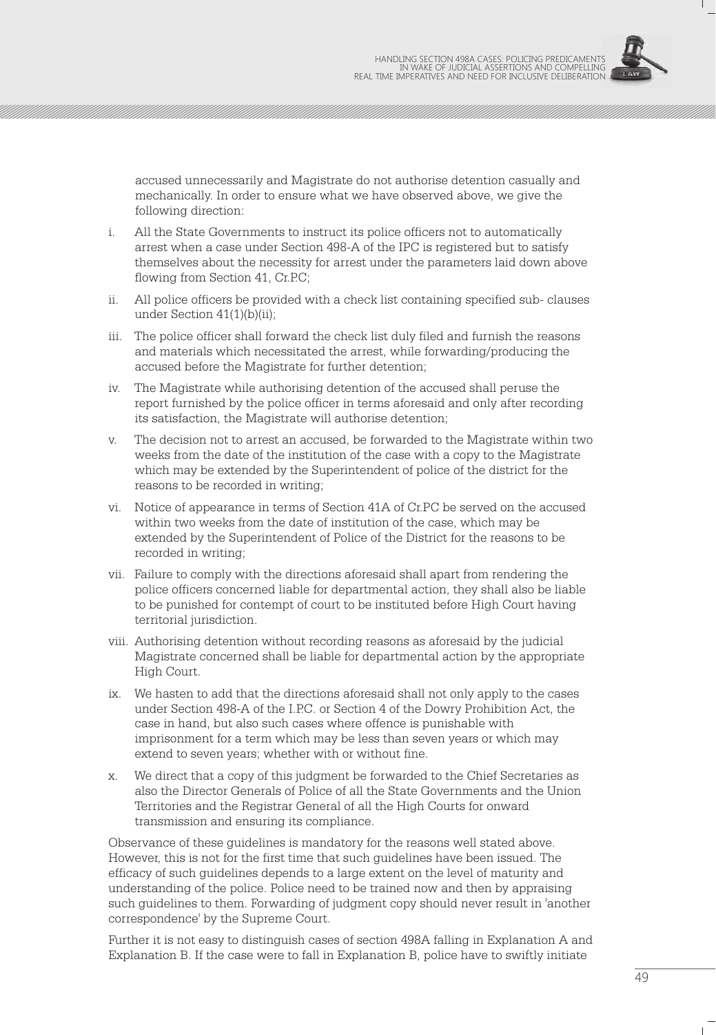accused unnecessarily and Magistrate do not authorise detention casually and mechanically. In order to ensure what we have observed above, we give the following direction:

i. All the State Governments to instruct its police officers not to automatically arrest when a case under Section 498-A of the IPC is registered but to satisfy themselves about the necessity for arrest under the parameters laid down above flowing from Section 41, Cr.P.C;

ii. All police officers be provided with a check list containing specified sub- clauses under Section 41(1)(b)(ii);

iii. The police officer shall forward the check list duly filed and furnish the reasons and materials which necessitated the arrest, while forwarding/producing the accused before the Magistrate for further detention;

iv. The Magistrate while authorising detention of the accused shall peruse the report furnished by the police officer in terms aforesaid and only after recording its satisfaction, the Magistrate will authorise detention;

v. The decision not to arrest an accused, be forwarded to the Magistrate within two weeks from the date of the institution of the case with a copy to the Magistrate which may be extended by the Superintendent of police of the district for the reasons to be recorded in writing;

vi. Notice of appearance in terms of Section 41A of Cr.PC be served on the accused within two weeks from the date of institution of the case, which may be extended by the Superintendent of Police of the District for the reasons to be recorded in writing;

vii. Failure to comply with the directions aforesaid shall apart from rendering the police officers concerned liable for departmental action, they shall also be liable to be punished for contempt of court to be instituted before High Court having territorial jurisdiction.

viii. Authorising detention without recording reasons as aforesaid by the judicial Magistrate concerned shall be liable for departmental action by the appropriate High Court.

ix. We hasten to add that the directions aforesaid shall not only apply to the cases under Section 498-A of the I.P.C. or Section 4 of the Dowry Prohibition Act, the case in hand, but also such cases where offence is punishable with imprisonment for a term which may be less than seven years or which may extend to seven years; whether with or without fine.

x. We direct that a copy of this judgment be forwarded to the Chief Secretaries as also the Director Generals of Police of all the State Governments and the Union Territories and the Registrar General of all the High Courts for onward transmission and ensuring its compliance.

Observance of these guidelines is mandatory for the reasons well stated above. However, this is not for the first time that such guidelines have been issued. The efficacy of such guidelines depends to a large extent on the level of maturity and understanding of the police. Police need to be trained now and then by appraising such guidelines to them. Forwarding of judgment copy should never result in 'another correspondence' by the Supreme Court.

Further it is not easy to distinguish cases of section 498A falling in Explanation A and Explanation B. If the case were to fall in Explanation B, police have to swiftly initiate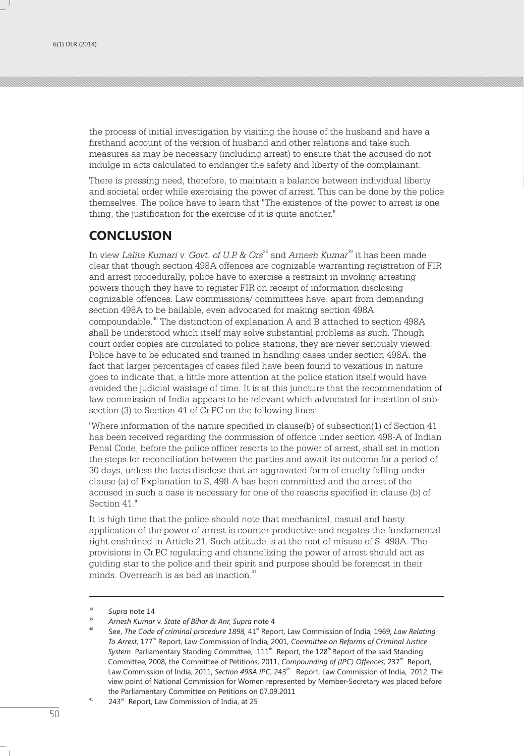the process of initial investigation by visiting the house of the husband and have a firsthand account of the version of husband and other relations and take such measures as may be necessary (including arrest) to ensure that the accused do not indulge in acts calculated to endanger the safety and liberty of the complainant.

There is pressing need, therefore, to maintain a balance between individual liberty and societal order while exercising the power of arrest. This can be done by the police themselves. The police have to learn that "The existence of the power to arrest is one thing, the justification for the exercise of it is quite another."

## CONCLUSION

In view *Lalita Kumari* v. *Govt. of U.P. & Ors*[38] and *Arnesh Kumar*[39] it has been made clear that though section 498A offences are cognizable warranting registration of FIR and arrest procedurally, police have to exercise a restraint in invoking arresting powers though they have to register FIR on receipt of information disclosing cognizable offences. Law commissions/ committees have, apart from demanding section 498A to be bailable, even advocated for making section 498A compoundable.[40] The distinction of explanation A and B attached to section 498A shall be understood which itself may solve substantial problems as such. Though court order copies are circulated to police stations, they are never seriously viewed. Police have to be educated and trained in handling cases under section 498A. the fact that larger percentages of cases filed have been found to vexatious in nature goes to indicate that, a little more attention at the police station itself would have avoided the judicial wastage of time. It is at this juncture that the recommendation of law commission of India appears to be relevant which advocated for insertion of sub-section (3) to Section 41 of Cr.PC on the following lines:

"Where information of the nature specified in clause(b) of subsection(1) of Section 41 has been received regarding the commission of offence under section 498-A of Indian Penal Code, before the police officer resorts to the power of arrest, shall set in motion the steps for reconciliation between the parties and await its outcome for a period of 30 days, unless the facts disclose that an aggravated form of cruelty falling under clause (a) of Explanation to S, 498-A has been committed and the arrest of the accused in such a case is necessary for one of the reasons specified in clause (b) of Section 41."

It is high time that the police should note that mechanical, casual and hasty application of the power of arrest is counter-productive and negates the fundamental right enshrined in Article 21. Such attitude is at the root of misuse of S. 498A. The provisions in Cr.P.C regulating and channelizing the power of arrest should act as guiding star to the police and their spirit and purpose should be foremost in their minds. Overreach is as bad as inaction.[41]

---

[38] *Supra* note 14

[39] *Arnesh Kumar* v. *State of Bihar & Anr, Supra* note 4

[40] See, *The Code of criminal procedure 1898,* 41st Report, Law Commission of India, 1969; *Law Relating To Arrest*, 177th Report, Law Commission of India, 2001, *Committee on Reforms of Criminal Justice System* Parliamentary Standing Committee, 111th Report, the 128th Report of the said Standing Committee, 2008, the Committee of Petitions, 2011, *Compounding of (IPC) Offences,* 237th Report, Law Commission of India, 2011, *Section 498A IPC*, 243rd Report, Law Commission of India, 2012. The view point of National Commission for Women represented by Member-Secretary was placed before the Parliamentary Committee on Petitions on 07.09.2011

[41] 243rd Report, Law Commission of India, at 25